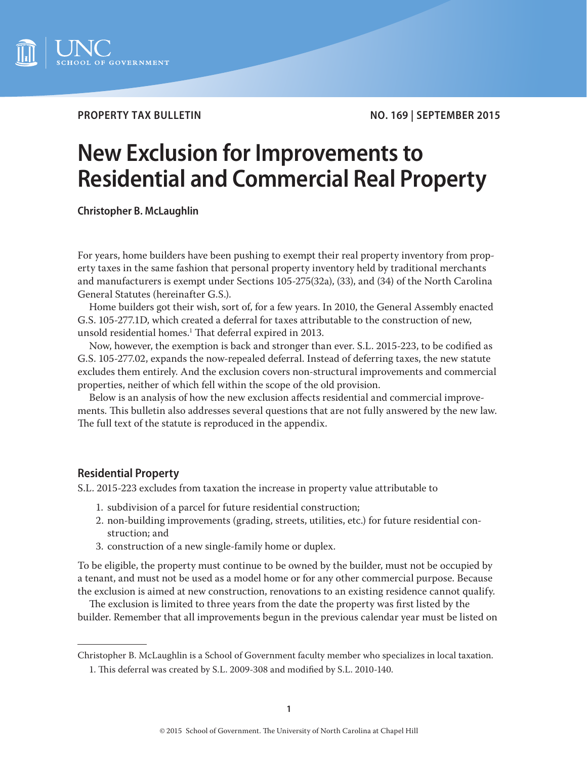PROPERTY TAX BULLETIN

NO. 169 | SEPTEMBER 2015

# New Exclusion for Improvements to Residential and Commercial Real Property

**Christopher B. McLaughlin**

For years, home builders have been pushing to exempt their real property inventory from property taxes in the same fashion that personal property inventory held by traditional merchants and manufacturers is exempt under Sections 105-275(32a), (33), and (34) of the North Carolina General Statutes (hereinafter G.S.).

Home builders got their wish, sort of, for a few years. In 2010, the General Assembly enacted G.S. 105-277.1D, which created a deferral for taxes attributable to the construction of new, unsold residential homes.[1] That deferral expired in 2013.

Now, however, the exemption is back and stronger than ever. S.L. 2015-223, to be codified as G.S. 105-277.02, expands the now-repealed deferral. Instead of deferring taxes, the new statute excludes them entirely. And the exclusion covers non-structural improvements and commercial properties, neither of which fell within the scope of the old provision.

Below is an analysis of how the new exclusion affects residential and commercial improvements. This bulletin also addresses several questions that are not fully answered by the new law. The full text of the statute is reproduced in the appendix.

## Residential Property

S.L. 2015-223 excludes from taxation the increase in property value attributable to

1. subdivision of a parcel for future residential construction;
2. non-building improvements (grading, streets, utilities, etc.) for future residential construction; and
3. construction of a new single-family home or duplex.

To be eligible, the property must continue to be owned by the builder, must not be occupied by a tenant, and must not be used as a model home or for any other commercial purpose. Because the exclusion is aimed at new construction, renovations to an existing residence cannot qualify.

The exclusion is limited to three years from the date the property was first listed by the builder. Remember that all improvements begun in the previous calendar year must be listed on

---

Christopher B. McLaughlin is a School of Government faculty member who specializes in local taxation.

1. This deferral was created by S.L. 2009-308 and modified by S.L. 2010-140.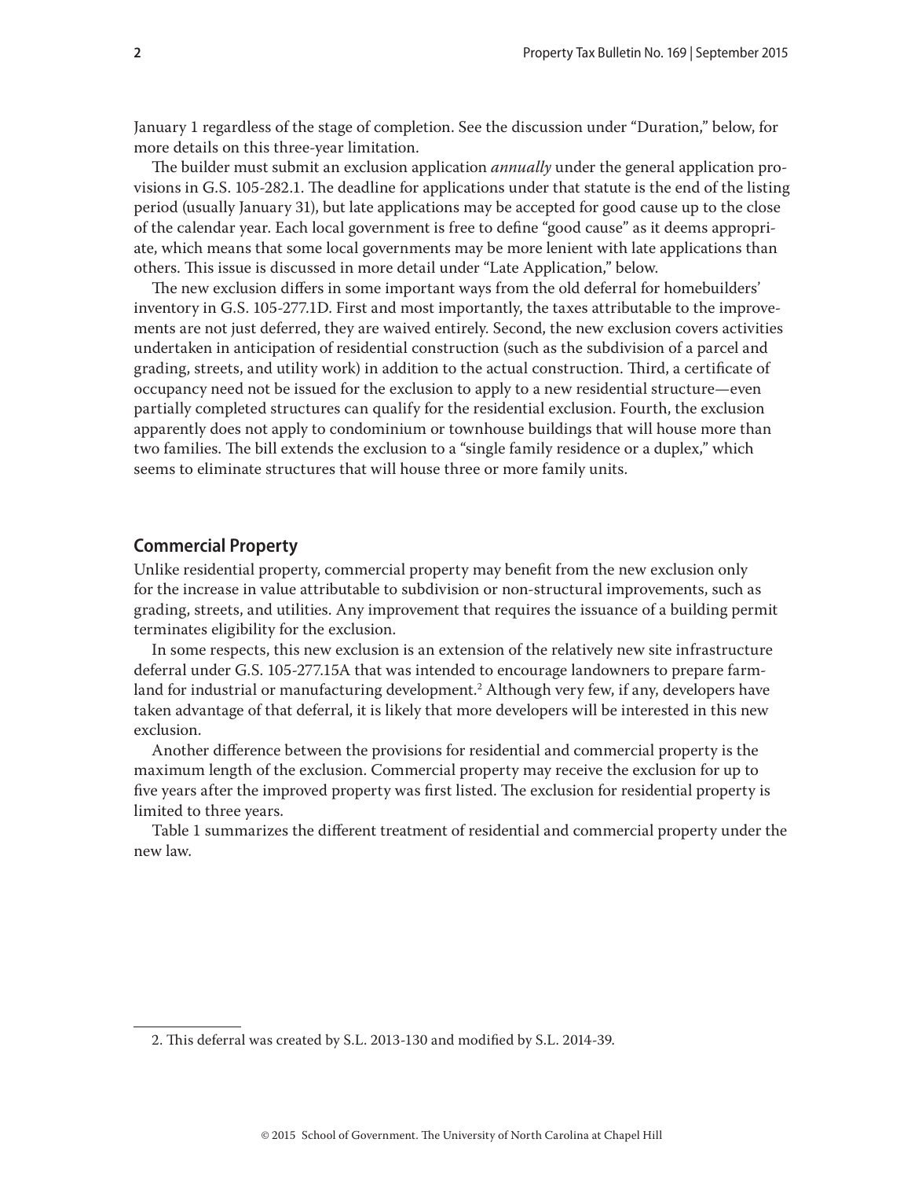January 1 regardless of the stage of completion. See the discussion under "Duration," below, for more details on this three-year limitation.

The builder must submit an exclusion application *annually* under the general application provisions in G.S. 105-282.1. The deadline for applications under that statute is the end of the listing period (usually January 31), but late applications may be accepted for good cause up to the close of the calendar year. Each local government is free to define "good cause" as it deems appropriate, which means that some local governments may be more lenient with late applications than others. This issue is discussed in more detail under "Late Application," below.

The new exclusion differs in some important ways from the old deferral for homebuilders' inventory in G.S. 105-277.1D. First and most importantly, the taxes attributable to the improvements are not just deferred, they are waived entirely. Second, the new exclusion covers activities undertaken in anticipation of residential construction (such as the subdivision of a parcel and grading, streets, and utility work) in addition to the actual construction. Third, a certificate of occupancy need not be issued for the exclusion to apply to a new residential structure—even partially completed structures can qualify for the residential exclusion. Fourth, the exclusion apparently does not apply to condominium or townhouse buildings that will house more than two families. The bill extends the exclusion to a "single family residence or a duplex," which seems to eliminate structures that will house three or more family units.

## Commercial Property

Unlike residential property, commercial property may benefit from the new exclusion only for the increase in value attributable to subdivision or non-structural improvements, such as grading, streets, and utilities. Any improvement that requires the issuance of a building permit terminates eligibility for the exclusion.

In some respects, this new exclusion is an extension of the relatively new site infrastructure deferral under G.S. 105-277.15A that was intended to encourage landowners to prepare farmland for industrial or manufacturing development.[2] Although very few, if any, developers have taken advantage of that deferral, it is likely that more developers will be interested in this new exclusion.

Another difference between the provisions for residential and commercial property is the maximum length of the exclusion. Commercial property may receive the exclusion for up to five years after the improved property was first listed. The exclusion for residential property is limited to three years.

Table 1 summarizes the different treatment of residential and commercial property under the new law.

2. This deferral was created by S.L. 2013-130 and modified by S.L. 2014-39.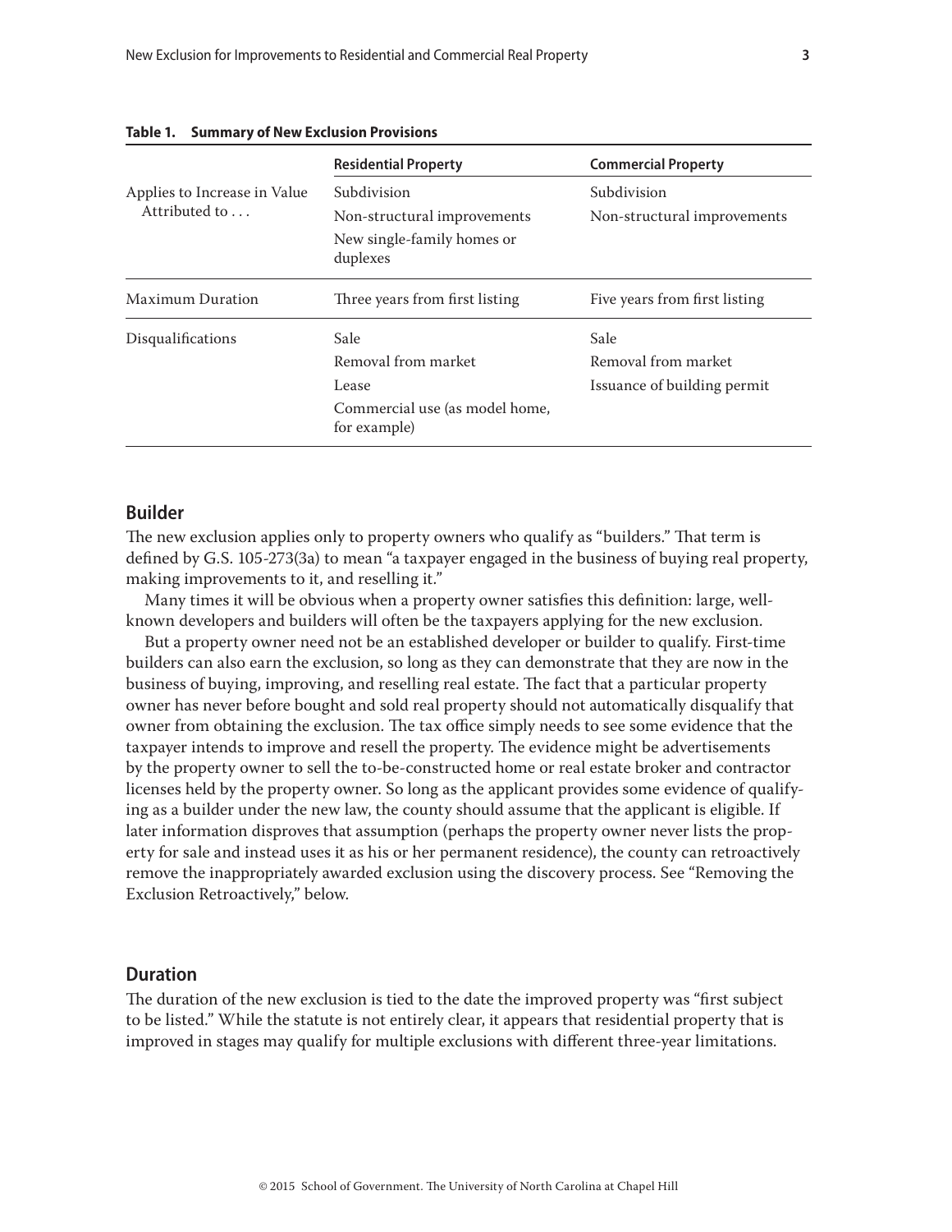**Table 1. Summary of New Exclusion Provisions**

| | Residential Property | Commercial Property |
|---|---|---|
| Applies to Increase in Value Attributed to . . . | Subdivision<br>Non-structural improvements<br>New single-family homes or duplexes | Subdivision<br>Non-structural improvements |
| Maximum Duration | Three years from first listing | Five years from first listing |
| Disqualifications | Sale<br>Removal from market<br>Lease<br>Commercial use (as model home, for example) | Sale<br>Removal from market<br>Issuance of building permit |

## Builder

The new exclusion applies only to property owners who qualify as "builders." That term is defined by G.S. 105-273(3a) to mean "a taxpayer engaged in the business of buying real property, making improvements to it, and reselling it."

Many times it will be obvious when a property owner satisfies this definition: large, well-known developers and builders will often be the taxpayers applying for the new exclusion.

But a property owner need not be an established developer or builder to qualify. First-time builders can also earn the exclusion, so long as they can demonstrate that they are now in the business of buying, improving, and reselling real estate. The fact that a particular property owner has never before bought and sold real property should not automatically disqualify that owner from obtaining the exclusion. The tax office simply needs to see some evidence that the taxpayer intends to improve and resell the property. The evidence might be advertisements by the property owner to sell the to-be-constructed home or real estate broker and contractor licenses held by the property owner. So long as the applicant provides some evidence of qualifying as a builder under the new law, the county should assume that the applicant is eligible. If later information disproves that assumption (perhaps the property owner never lists the property for sale and instead uses it as his or her permanent residence), the county can retroactively remove the inappropriately awarded exclusion using the discovery process. See "Removing the Exclusion Retroactively," below.

## Duration

The duration of the new exclusion is tied to the date the improved property was "first subject to be listed." While the statute is not entirely clear, it appears that residential property that is improved in stages may qualify for multiple exclusions with different three-year limitations.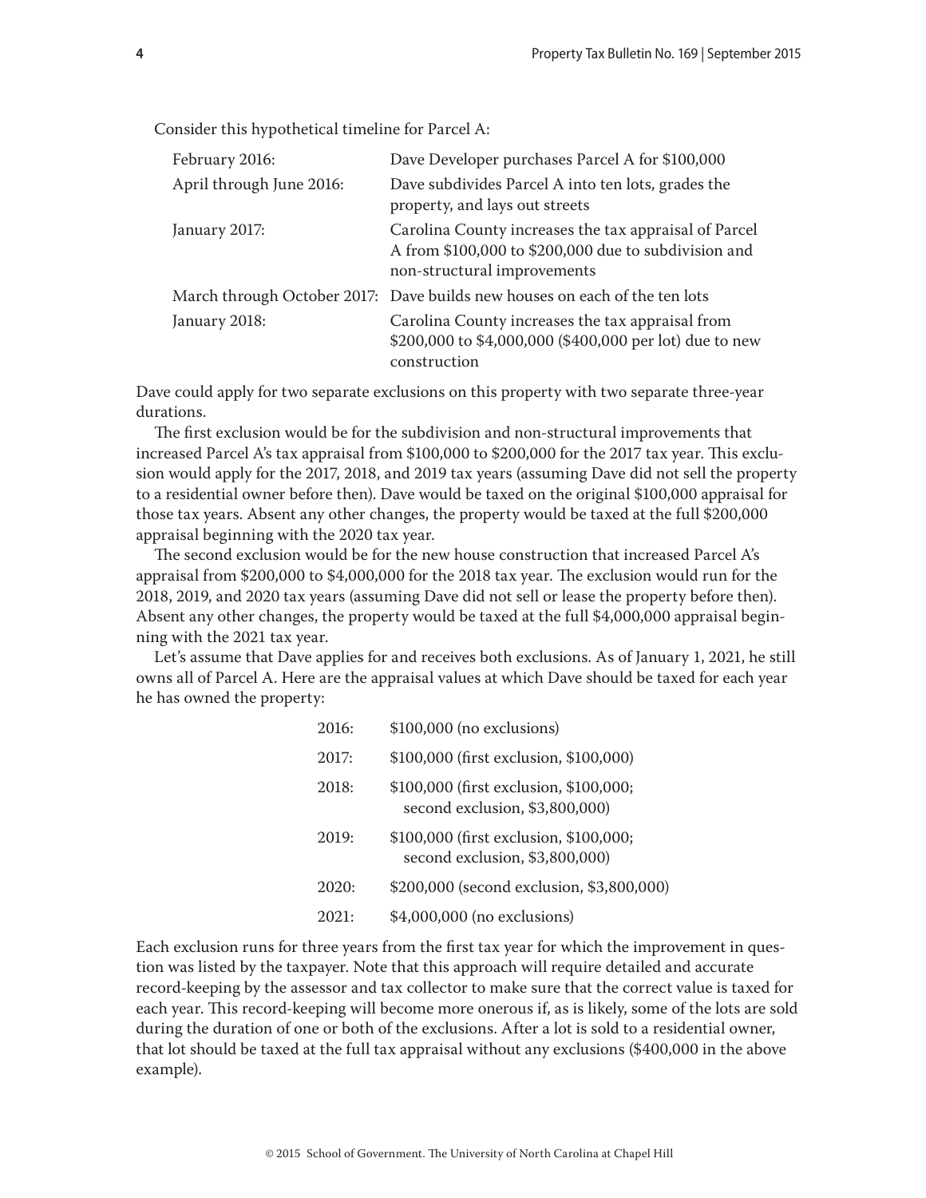Consider this hypothetical timeline for Parcel A:

| | |
|---|---|
| February 2016: | Dave Developer purchases Parcel A for $100,000 |
| April through June 2016: | Dave subdivides Parcel A into ten lots, grades the property, and lays out streets |
| January 2017: | Carolina County increases the tax appraisal of Parcel A from $100,000 to $200,000 due to subdivision and non-structural improvements |
| March through October 2017: | Dave builds new houses on each of the ten lots |
| January 2018: | Carolina County increases the tax appraisal from $200,000 to $4,000,000 ($400,000 per lot) due to new construction |

Dave could apply for two separate exclusions on this property with two separate three-year durations.

The first exclusion would be for the subdivision and non-structural improvements that increased Parcel A's tax appraisal from $100,000 to $200,000 for the 2017 tax year. This exclusion would apply for the 2017, 2018, and 2019 tax years (assuming Dave did not sell the property to a residential owner before then). Dave would be taxed on the original $100,000 appraisal for those tax years. Absent any other changes, the property would be taxed at the full $200,000 appraisal beginning with the 2020 tax year.

The second exclusion would be for the new house construction that increased Parcel A's appraisal from $200,000 to $4,000,000 for the 2018 tax year. The exclusion would run for the 2018, 2019, and 2020 tax years (assuming Dave did not sell or lease the property before then). Absent any other changes, the property would be taxed at the full $4,000,000 appraisal beginning with the 2021 tax year.

Let's assume that Dave applies for and receives both exclusions. As of January 1, 2021, he still owns all of Parcel A. Here are the appraisal values at which Dave should be taxed for each year he has owned the property:

| | |
|---|---|
| 2016: | $100,000 (no exclusions) |
| 2017: | $100,000 (first exclusion, $100,000) |
| 2018: | $100,000 (first exclusion, $100,000; second exclusion, $3,800,000) |
| 2019: | $100,000 (first exclusion, $100,000; second exclusion, $3,800,000) |
| 2020: | $200,000 (second exclusion, $3,800,000) |
| 2021: | $4,000,000 (no exclusions) |

Each exclusion runs for three years from the first tax year for which the improvement in question was listed by the taxpayer. Note that this approach will require detailed and accurate record-keeping by the assessor and tax collector to make sure that the correct value is taxed for each year. This record-keeping will become more onerous if, as is likely, some of the lots are sold during the duration of one or both of the exclusions. After a lot is sold to a residential owner, that lot should be taxed at the full tax appraisal without any exclusions ($400,000 in the above example).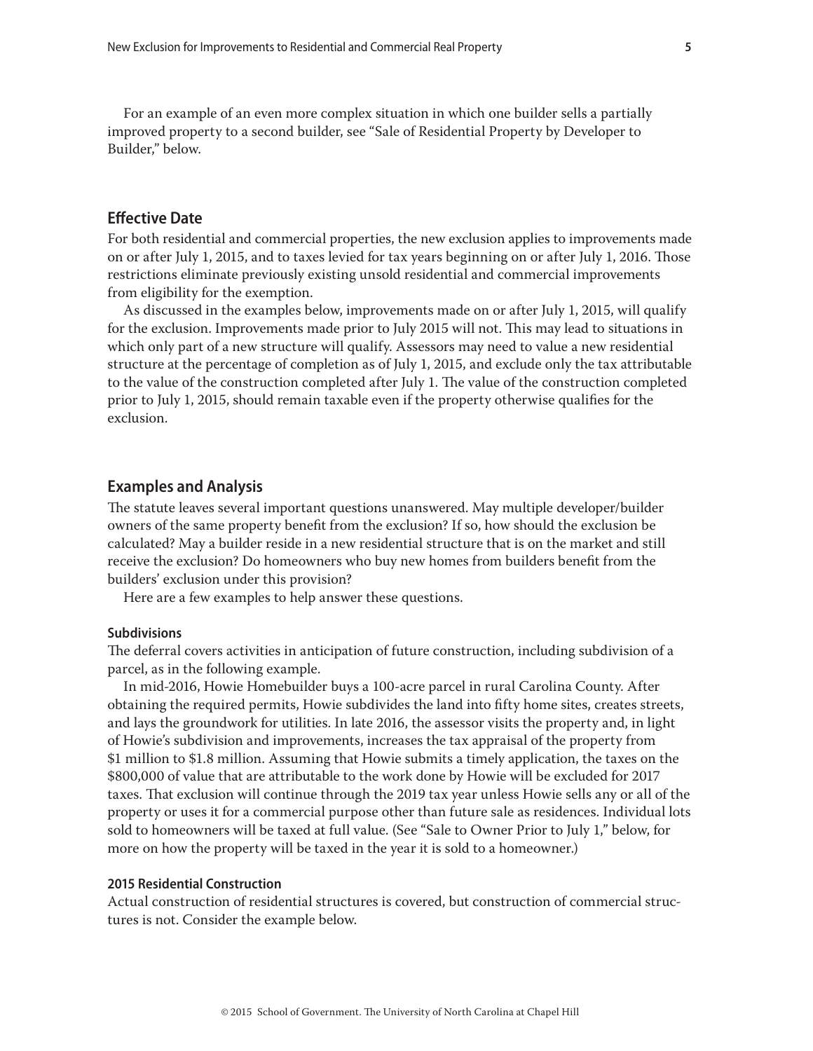For an example of an even more complex situation in which one builder sells a partially improved property to a second builder, see "Sale of Residential Property by Developer to Builder," below.

## Effective Date

For both residential and commercial properties, the new exclusion applies to improvements made on or after July 1, 2015, and to taxes levied for tax years beginning on or after July 1, 2016. Those restrictions eliminate previously existing unsold residential and commercial improvements from eligibility for the exemption.

As discussed in the examples below, improvements made on or after July 1, 2015, will qualify for the exclusion. Improvements made prior to July 2015 will not. This may lead to situations in which only part of a new structure will qualify. Assessors may need to value a new residential structure at the percentage of completion as of July 1, 2015, and exclude only the tax attributable to the value of the construction completed after July 1. The value of the construction completed prior to July 1, 2015, should remain taxable even if the property otherwise qualifies for the exclusion.

## Examples and Analysis

The statute leaves several important questions unanswered. May multiple developer/builder owners of the same property benefit from the exclusion? If so, how should the exclusion be calculated? May a builder reside in a new residential structure that is on the market and still receive the exclusion? Do homeowners who buy new homes from builders benefit from the builders' exclusion under this provision?

Here are a few examples to help answer these questions.

### Subdivisions

The deferral covers activities in anticipation of future construction, including subdivision of a parcel, as in the following example.

In mid-2016, Howie Homebuilder buys a 100-acre parcel in rural Carolina County. After obtaining the required permits, Howie subdivides the land into fifty home sites, creates streets, and lays the groundwork for utilities. In late 2016, the assessor visits the property and, in light of Howie's subdivision and improvements, increases the tax appraisal of the property from $1 million to $1.8 million. Assuming that Howie submits a timely application, the taxes on the $800,000 of value that are attributable to the work done by Howie will be excluded for 2017 taxes. That exclusion will continue through the 2019 tax year unless Howie sells any or all of the property or uses it for a commercial purpose other than future sale as residences. Individual lots sold to homeowners will be taxed at full value. (See "Sale to Owner Prior to July 1," below, for more on how the property will be taxed in the year it is sold to a homeowner.)

### 2015 Residential Construction

Actual construction of residential structures is covered, but construction of commercial structures is not. Consider the example below.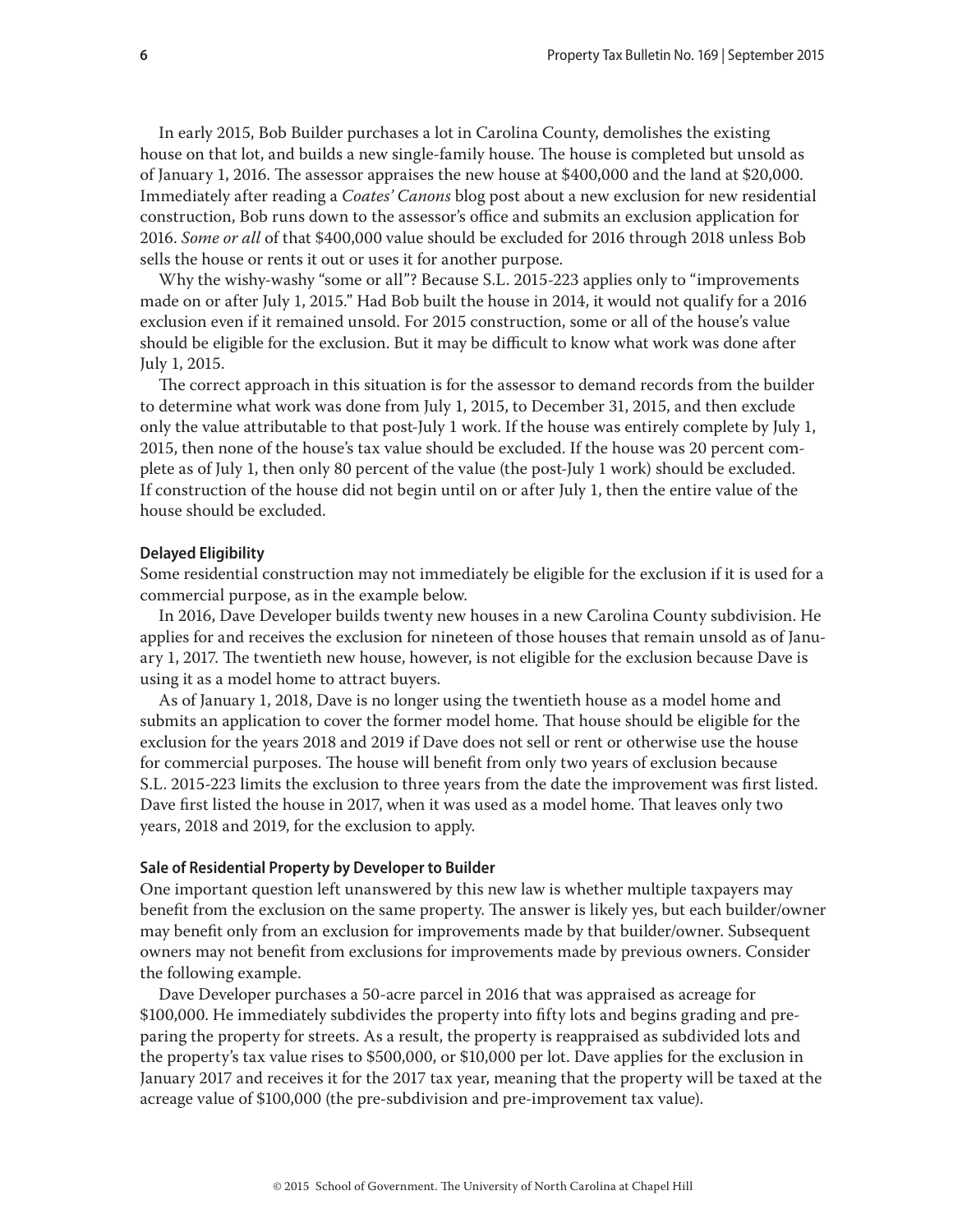In early 2015, Bob Builder purchases a lot in Carolina County, demolishes the existing house on that lot, and builds a new single-family house. The house is completed but unsold as of January 1, 2016. The assessor appraises the new house at $400,000 and the land at $20,000. Immediately after reading a *Coates' Canons* blog post about a new exclusion for new residential construction, Bob runs down to the assessor's office and submits an exclusion application for 2016. *Some or all* of that $400,000 value should be excluded for 2016 through 2018 unless Bob sells the house or rents it out or uses it for another purpose.

Why the wishy-washy "some or all"? Because S.L. 2015-223 applies only to "improvements made on or after July 1, 2015." Had Bob built the house in 2014, it would not qualify for a 2016 exclusion even if it remained unsold. For 2015 construction, some or all of the house's value should be eligible for the exclusion. But it may be difficult to know what work was done after July 1, 2015.

The correct approach in this situation is for the assessor to demand records from the builder to determine what work was done from July 1, 2015, to December 31, 2015, and then exclude only the value attributable to that post-July 1 work. If the house was entirely complete by July 1, 2015, then none of the house's tax value should be excluded. If the house was 20 percent complete as of July 1, then only 80 percent of the value (the post-July 1 work) should be excluded. If construction of the house did not begin until on or after July 1, then the entire value of the house should be excluded.

#### Delayed Eligibility

Some residential construction may not immediately be eligible for the exclusion if it is used for a commercial purpose, as in the example below.

In 2016, Dave Developer builds twenty new houses in a new Carolina County subdivision. He applies for and receives the exclusion for nineteen of those houses that remain unsold as of January 1, 2017. The twentieth new house, however, is not eligible for the exclusion because Dave is using it as a model home to attract buyers.

As of January 1, 2018, Dave is no longer using the twentieth house as a model home and submits an application to cover the former model home. That house should be eligible for the exclusion for the years 2018 and 2019 if Dave does not sell or rent or otherwise use the house for commercial purposes. The house will benefit from only two years of exclusion because S.L. 2015-223 limits the exclusion to three years from the date the improvement was first listed. Dave first listed the house in 2017, when it was used as a model home. That leaves only two years, 2018 and 2019, for the exclusion to apply.

#### Sale of Residential Property by Developer to Builder

One important question left unanswered by this new law is whether multiple taxpayers may benefit from the exclusion on the same property. The answer is likely yes, but each builder/owner may benefit only from an exclusion for improvements made by that builder/owner. Subsequent owners may not benefit from exclusions for improvements made by previous owners. Consider the following example.

Dave Developer purchases a 50-acre parcel in 2016 that was appraised as acreage for $100,000. He immediately subdivides the property into fifty lots and begins grading and preparing the property for streets. As a result, the property is reappraised as subdivided lots and the property's tax value rises to $500,000, or $10,000 per lot. Dave applies for the exclusion in January 2017 and receives it for the 2017 tax year, meaning that the property will be taxed at the acreage value of $100,000 (the pre-subdivision and pre-improvement tax value).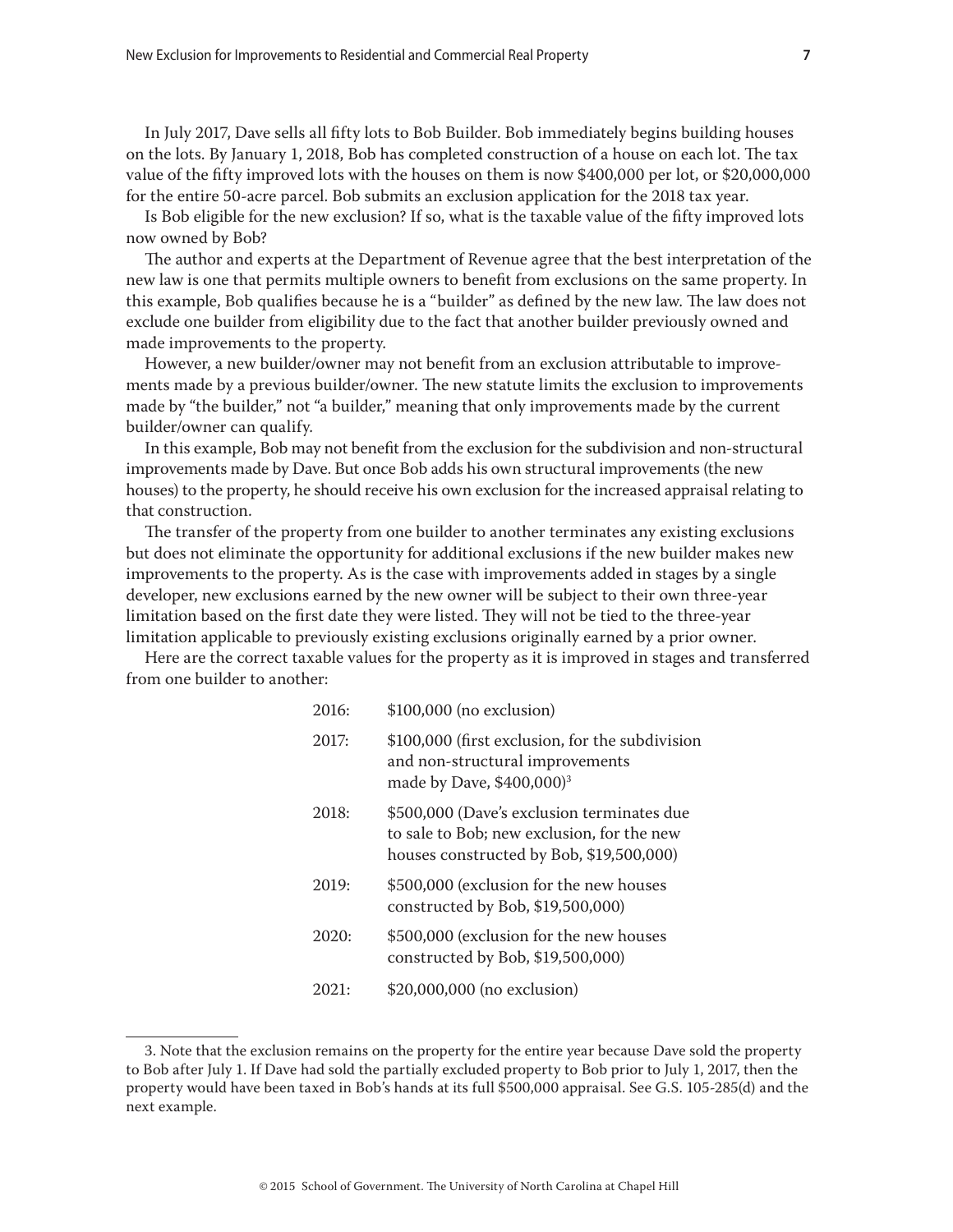In July 2017, Dave sells all fifty lots to Bob Builder. Bob immediately begins building houses on the lots. By January 1, 2018, Bob has completed construction of a house on each lot. The tax value of the fifty improved lots with the houses on them is now $400,000 per lot, or $20,000,000 for the entire 50-acre parcel. Bob submits an exclusion application for the 2018 tax year.

Is Bob eligible for the new exclusion? If so, what is the taxable value of the fifty improved lots now owned by Bob?

The author and experts at the Department of Revenue agree that the best interpretation of the new law is one that permits multiple owners to benefit from exclusions on the same property. In this example, Bob qualifies because he is a "builder" as defined by the new law. The law does not exclude one builder from eligibility due to the fact that another builder previously owned and made improvements to the property.

However, a new builder/owner may not benefit from an exclusion attributable to improvements made by a previous builder/owner. The new statute limits the exclusion to improvements made by "the builder," not "a builder," meaning that only improvements made by the current builder/owner can qualify.

In this example, Bob may not benefit from the exclusion for the subdivision and non-structural improvements made by Dave. But once Bob adds his own structural improvements (the new houses) to the property, he should receive his own exclusion for the increased appraisal relating to that construction.

The transfer of the property from one builder to another terminates any existing exclusions but does not eliminate the opportunity for additional exclusions if the new builder makes new improvements to the property. As is the case with improvements added in stages by a single developer, new exclusions earned by the new owner will be subject to their own three-year limitation based on the first date they were listed. They will not be tied to the three-year limitation applicable to previously existing exclusions originally earned by a prior owner.

Here are the correct taxable values for the property as it is improved in stages and transferred from one builder to another:

| | |
|---|---|
| 2016: | $100,000 (no exclusion) |
| 2017: | $100,000 (first exclusion, for the subdivision and non-structural improvements made by Dave, $400,000)[3] |
| 2018: | $500,000 (Dave's exclusion terminates due to sale to Bob; new exclusion, for the new houses constructed by Bob, $19,500,000) |
| 2019: | $500,000 (exclusion for the new houses constructed by Bob, $19,500,000) |
| 2020: | $500,000 (exclusion for the new houses constructed by Bob, $19,500,000) |
| 2021: | $20,000,000 (no exclusion) |

---

3. Note that the exclusion remains on the property for the entire year because Dave sold the property to Bob after July 1. If Dave had sold the partially excluded property to Bob prior to July 1, 2017, then the property would have been taxed in Bob's hands at its full $500,000 appraisal. See G.S. 105-285(d) and the next example.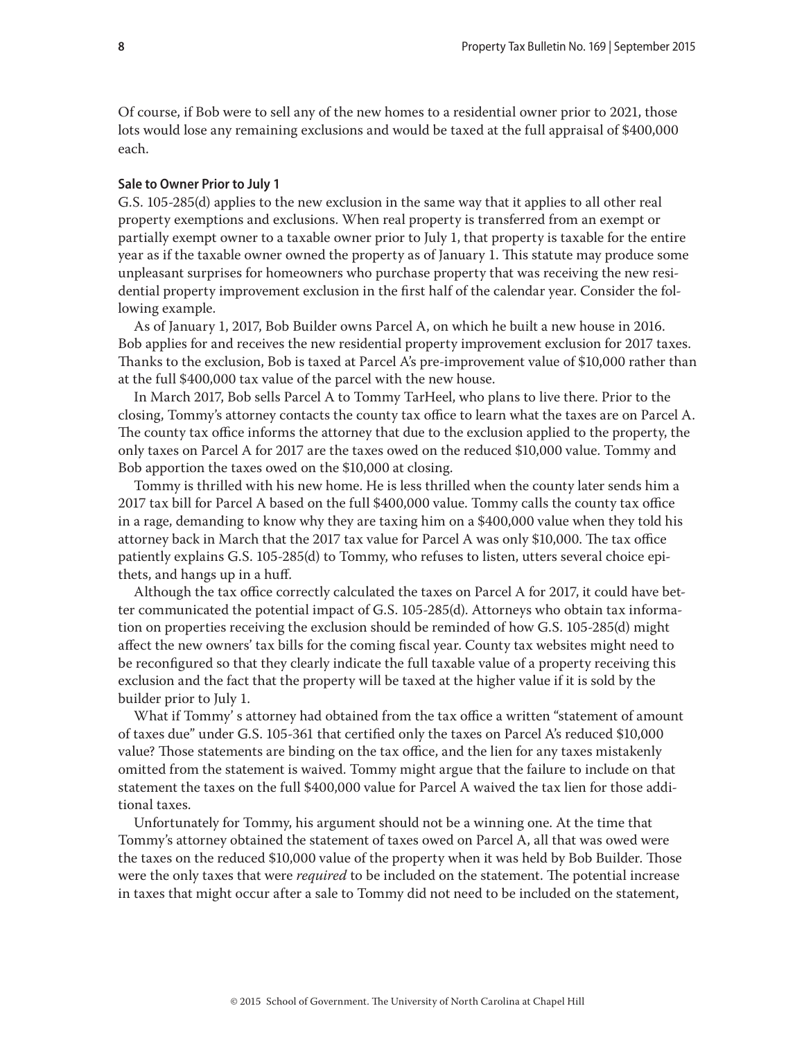Of course, if Bob were to sell any of the new homes to a residential owner prior to 2021, those lots would lose any remaining exclusions and would be taxed at the full appraisal of $400,000 each.

### Sale to Owner Prior to July 1

G.S. 105-285(d) applies to the new exclusion in the same way that it applies to all other real property exemptions and exclusions. When real property is transferred from an exempt or partially exempt owner to a taxable owner prior to July 1, that property is taxable for the entire year as if the taxable owner owned the property as of January 1. This statute may produce some unpleasant surprises for homeowners who purchase property that was receiving the new residential property improvement exclusion in the first half of the calendar year. Consider the following example.

As of January 1, 2017, Bob Builder owns Parcel A, on which he built a new house in 2016. Bob applies for and receives the new residential property improvement exclusion for 2017 taxes. Thanks to the exclusion, Bob is taxed at Parcel A's pre-improvement value of $10,000 rather than at the full $400,000 tax value of the parcel with the new house.

In March 2017, Bob sells Parcel A to Tommy TarHeel, who plans to live there. Prior to the closing, Tommy's attorney contacts the county tax office to learn what the taxes are on Parcel A. The county tax office informs the attorney that due to the exclusion applied to the property, the only taxes on Parcel A for 2017 are the taxes owed on the reduced $10,000 value. Tommy and Bob apportion the taxes owed on the $10,000 at closing.

Tommy is thrilled with his new home. He is less thrilled when the county later sends him a 2017 tax bill for Parcel A based on the full $400,000 value. Tommy calls the county tax office in a rage, demanding to know why they are taxing him on a $400,000 value when they told his attorney back in March that the 2017 tax value for Parcel A was only $10,000. The tax office patiently explains G.S. 105-285(d) to Tommy, who refuses to listen, utters several choice epithets, and hangs up in a huff.

Although the tax office correctly calculated the taxes on Parcel A for 2017, it could have better communicated the potential impact of G.S. 105-285(d). Attorneys who obtain tax information on properties receiving the exclusion should be reminded of how G.S. 105-285(d) might affect the new owners' tax bills for the coming fiscal year. County tax websites might need to be reconfigured so that they clearly indicate the full taxable value of a property receiving this exclusion and the fact that the property will be taxed at the higher value if it is sold by the builder prior to July 1.

What if Tommy' s attorney had obtained from the tax office a written "statement of amount of taxes due" under G.S. 105-361 that certified only the taxes on Parcel A's reduced $10,000 value? Those statements are binding on the tax office, and the lien for any taxes mistakenly omitted from the statement is waived. Tommy might argue that the failure to include on that statement the taxes on the full $400,000 value for Parcel A waived the tax lien for those additional taxes.

Unfortunately for Tommy, his argument should not be a winning one. At the time that Tommy's attorney obtained the statement of taxes owed on Parcel A, all that was owed were the taxes on the reduced $10,000 value of the property when it was held by Bob Builder. Those were the only taxes that were *required* to be included on the statement. The potential increase in taxes that might occur after a sale to Tommy did not need to be included on the statement,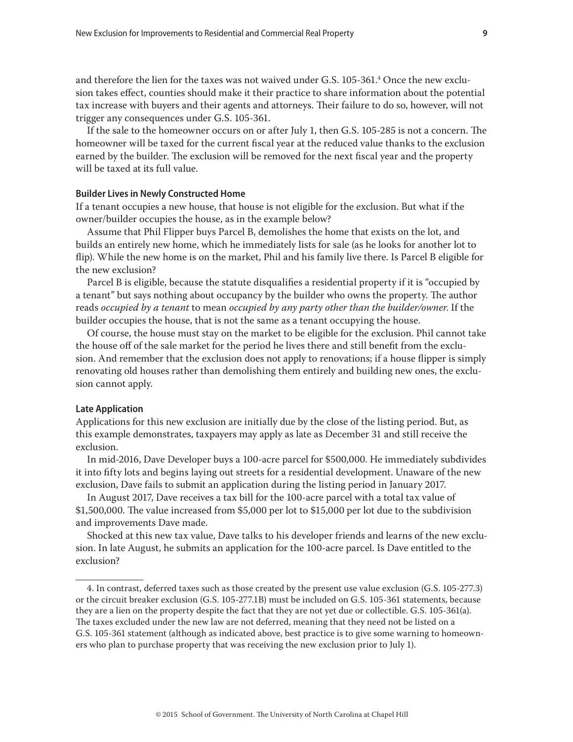and therefore the lien for the taxes was not waived under G.S. 105-361.[4] Once the new exclusion takes effect, counties should make it their practice to share information about the potential tax increase with buyers and their agents and attorneys. Their failure to do so, however, will not trigger any consequences under G.S. 105-361.

If the sale to the homeowner occurs on or after July 1, then G.S. 105-285 is not a concern. The homeowner will be taxed for the current fiscal year at the reduced value thanks to the exclusion earned by the builder. The exclusion will be removed for the next fiscal year and the property will be taxed at its full value.

#### Builder Lives in Newly Constructed Home

If a tenant occupies a new house, that house is not eligible for the exclusion. But what if the owner/builder occupies the house, as in the example below?

Assume that Phil Flipper buys Parcel B, demolishes the home that exists on the lot, and builds an entirely new home, which he immediately lists for sale (as he looks for another lot to flip). While the new home is on the market, Phil and his family live there. Is Parcel B eligible for the new exclusion?

Parcel B is eligible, because the statute disqualifies a residential property if it is "occupied by a tenant" but says nothing about occupancy by the builder who owns the property. The author reads *occupied by a tenant* to mean *occupied by any party other than the builder/owner*. If the builder occupies the house, that is not the same as a tenant occupying the house.

Of course, the house must stay on the market to be eligible for the exclusion. Phil cannot take the house off of the sale market for the period he lives there and still benefit from the exclusion. And remember that the exclusion does not apply to renovations; if a house flipper is simply renovating old houses rather than demolishing them entirely and building new ones, the exclusion cannot apply.

#### Late Application

Applications for this new exclusion are initially due by the close of the listing period. But, as this example demonstrates, taxpayers may apply as late as December 31 and still receive the exclusion.

In mid-2016, Dave Developer buys a 100-acre parcel for $500,000. He immediately subdivides it into fifty lots and begins laying out streets for a residential development. Unaware of the new exclusion, Dave fails to submit an application during the listing period in January 2017.

In August 2017, Dave receives a tax bill for the 100-acre parcel with a total tax value of $1,500,000. The value increased from $5,000 per lot to $15,000 per lot due to the subdivision and improvements Dave made.

Shocked at this new tax value, Dave talks to his developer friends and learns of the new exclusion. In late August, he submits an application for the 100-acre parcel. Is Dave entitled to the exclusion?

---

4. In contrast, deferred taxes such as those created by the present use value exclusion (G.S. 105-277.3) or the circuit breaker exclusion (G.S. 105-277.1B) must be included on G.S. 105-361 statements, because they are a lien on the property despite the fact that they are not yet due or collectible. G.S. 105-361(a). The taxes excluded under the new law are not deferred, meaning that they need not be listed on a G.S. 105-361 statement (although as indicated above, best practice is to give some warning to homeowners who plan to purchase property that was receiving the new exclusion prior to July 1).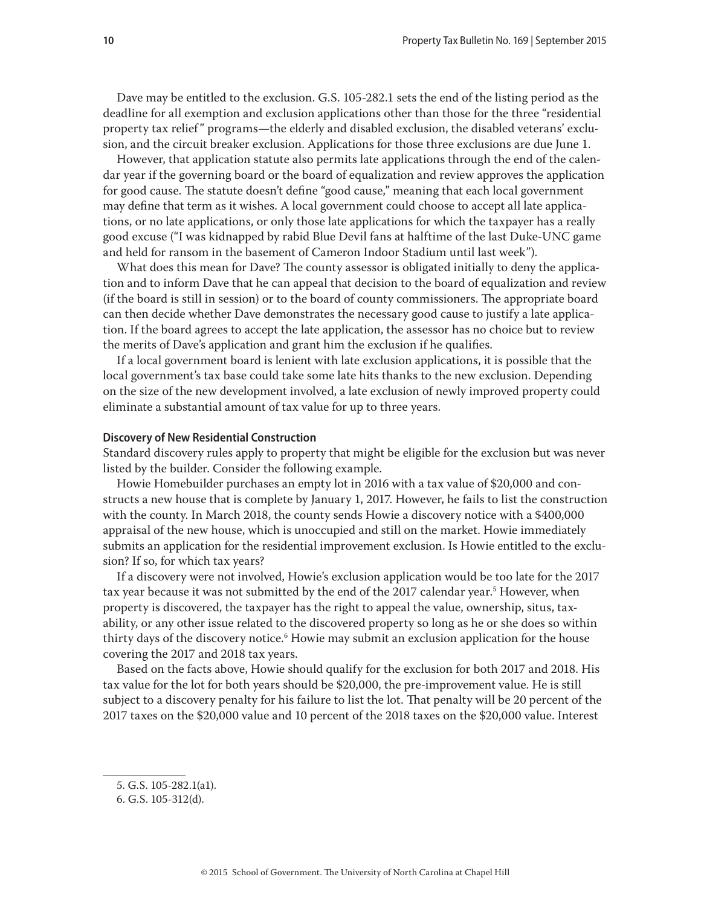Dave may be entitled to the exclusion. G.S. 105-282.1 sets the end of the listing period as the deadline for all exemption and exclusion applications other than those for the three "residential property tax relief" programs—the elderly and disabled exclusion, the disabled veterans' exclusion, and the circuit breaker exclusion. Applications for those three exclusions are due June 1.

However, that application statute also permits late applications through the end of the calendar year if the governing board or the board of equalization and review approves the application for good cause. The statute doesn't define "good cause," meaning that each local government may define that term as it wishes. A local government could choose to accept all late applications, or no late applications, or only those late applications for which the taxpayer has a really good excuse ("I was kidnapped by rabid Blue Devil fans at halftime of the last Duke-UNC game and held for ransom in the basement of Cameron Indoor Stadium until last week").

What does this mean for Dave? The county assessor is obligated initially to deny the application and to inform Dave that he can appeal that decision to the board of equalization and review (if the board is still in session) or to the board of county commissioners. The appropriate board can then decide whether Dave demonstrates the necessary good cause to justify a late application. If the board agrees to accept the late application, the assessor has no choice but to review the merits of Dave's application and grant him the exclusion if he qualifies.

If a local government board is lenient with late exclusion applications, it is possible that the local government's tax base could take some late hits thanks to the new exclusion. Depending on the size of the new development involved, a late exclusion of newly improved property could eliminate a substantial amount of tax value for up to three years.

#### Discovery of New Residential Construction

Standard discovery rules apply to property that might be eligible for the exclusion but was never listed by the builder. Consider the following example.

Howie Homebuilder purchases an empty lot in 2016 with a tax value of $20,000 and constructs a new house that is complete by January 1, 2017. However, he fails to list the construction with the county. In March 2018, the county sends Howie a discovery notice with a $400,000 appraisal of the new house, which is unoccupied and still on the market. Howie immediately submits an application for the residential improvement exclusion. Is Howie entitled to the exclusion? If so, for which tax years?

If a discovery were not involved, Howie's exclusion application would be too late for the 2017 tax year because it was not submitted by the end of the 2017 calendar year.[5] However, when property is discovered, the taxpayer has the right to appeal the value, ownership, situs, taxability, or any other issue related to the discovered property so long as he or she does so within thirty days of the discovery notice.[6] Howie may submit an exclusion application for the house covering the 2017 and 2018 tax years.

Based on the facts above, Howie should qualify for the exclusion for both 2017 and 2018. His tax value for the lot for both years should be $20,000, the pre-improvement value. He is still subject to a discovery penalty for his failure to list the lot. That penalty will be 20 percent of the 2017 taxes on the $20,000 value and 10 percent of the 2018 taxes on the $20,000 value. Interest

---

5. G.S. 105-282.1(a1).

6. G.S. 105-312(d).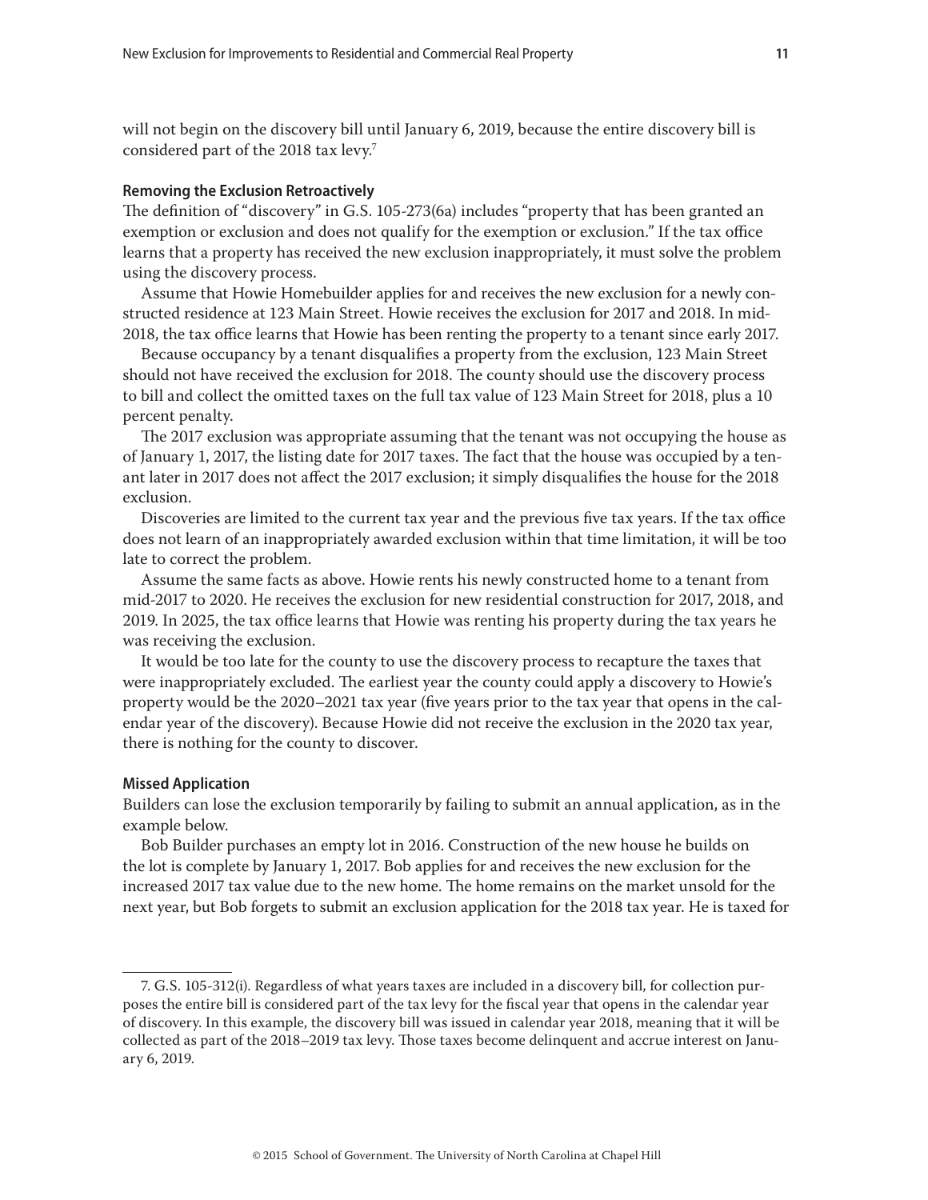will not begin on the discovery bill until January 6, 2019, because the entire discovery bill is considered part of the 2018 tax levy.[7]

### Removing the Exclusion Retroactively

The definition of "discovery" in G.S. 105-273(6a) includes "property that has been granted an exemption or exclusion and does not qualify for the exemption or exclusion." If the tax office learns that a property has received the new exclusion inappropriately, it must solve the problem using the discovery process.

Assume that Howie Homebuilder applies for and receives the new exclusion for a newly constructed residence at 123 Main Street. Howie receives the exclusion for 2017 and 2018. In mid-2018, the tax office learns that Howie has been renting the property to a tenant since early 2017.

Because occupancy by a tenant disqualifies a property from the exclusion, 123 Main Street should not have received the exclusion for 2018. The county should use the discovery process to bill and collect the omitted taxes on the full tax value of 123 Main Street for 2018, plus a 10 percent penalty.

The 2017 exclusion was appropriate assuming that the tenant was not occupying the house as of January 1, 2017, the listing date for 2017 taxes. The fact that the house was occupied by a tenant later in 2017 does not affect the 2017 exclusion; it simply disqualifies the house for the 2018 exclusion.

Discoveries are limited to the current tax year and the previous five tax years. If the tax office does not learn of an inappropriately awarded exclusion within that time limitation, it will be too late to correct the problem.

Assume the same facts as above. Howie rents his newly constructed home to a tenant from mid-2017 to 2020. He receives the exclusion for new residential construction for 2017, 2018, and 2019. In 2025, the tax office learns that Howie was renting his property during the tax years he was receiving the exclusion.

It would be too late for the county to use the discovery process to recapture the taxes that were inappropriately excluded. The earliest year the county could apply a discovery to Howie's property would be the 2020–2021 tax year (five years prior to the tax year that opens in the calendar year of the discovery). Because Howie did not receive the exclusion in the 2020 tax year, there is nothing for the county to discover.

### Missed Application

Builders can lose the exclusion temporarily by failing to submit an annual application, as in the example below.

Bob Builder purchases an empty lot in 2016. Construction of the new house he builds on the lot is complete by January 1, 2017. Bob applies for and receives the new exclusion for the increased 2017 tax value due to the new home. The home remains on the market unsold for the next year, but Bob forgets to submit an exclusion application for the 2018 tax year. He is taxed for

---

7. G.S. 105-312(i). Regardless of what years taxes are included in a discovery bill, for collection purposes the entire bill is considered part of the tax levy for the fiscal year that opens in the calendar year of discovery. In this example, the discovery bill was issued in calendar year 2018, meaning that it will be collected as part of the 2018–2019 tax levy. Those taxes become delinquent and accrue interest on January 6, 2019.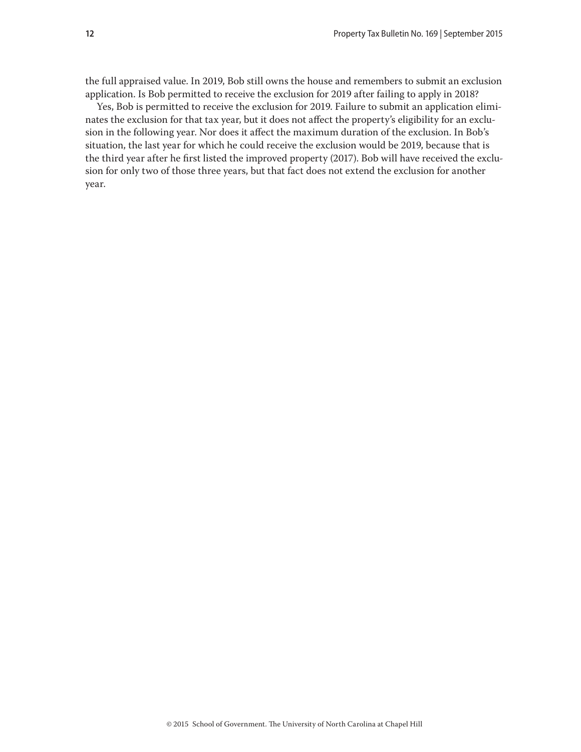the full appraised value. In 2019, Bob still owns the house and remembers to submit an exclusion application. Is Bob permitted to receive the exclusion for 2019 after failing to apply in 2018?

Yes, Bob is permitted to receive the exclusion for 2019. Failure to submit an application eliminates the exclusion for that tax year, but it does not affect the property's eligibility for an exclusion in the following year. Nor does it affect the maximum duration of the exclusion. In Bob's situation, the last year for which he could receive the exclusion would be 2019, because that is the third year after he first listed the improved property (2017). Bob will have received the exclusion for only two of those three years, but that fact does not extend the exclusion for another year.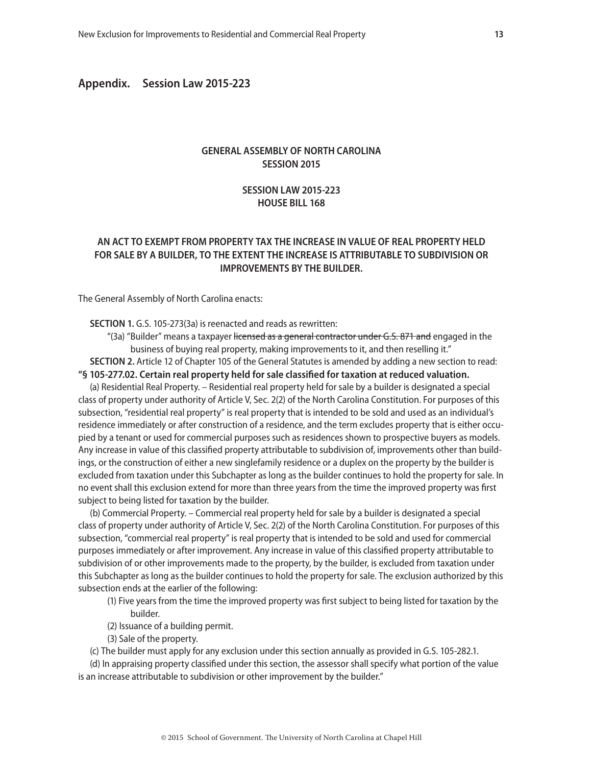## Appendix. Session Law 2015-223

**GENERAL ASSEMBLY OF NORTH CAROLINA**
**SESSION 2015**

**SESSION LAW 2015-223**
**HOUSE BILL 168**

**AN ACT TO EXEMPT FROM PROPERTY TAX THE INCREASE IN VALUE OF REAL PROPERTY HELD FOR SALE BY A BUILDER, TO THE EXTENT THE INCREASE IS ATTRIBUTABLE TO SUBDIVISION OR IMPROVEMENTS BY THE BUILDER.**

The General Assembly of North Carolina enacts:

**SECTION 1.** G.S. 105-273(3a) is reenacted and reads as rewritten:

"(3a) "Builder" means a taxpayer ~~licensed as a general contractor under G.S. 87-1 and~~ engaged in the business of buying real property, making improvements to it, and then reselling it."

**SECTION 2.** Article 12 of Chapter 105 of the General Statutes is amended by adding a new section to read:

**"§ 105-277.02. Certain real property held for sale classified for taxation at reduced valuation.**

(a) Residential Real Property. – Residential real property held for sale by a builder is designated a special class of property under authority of Article V, Sec. 2(2) of the North Carolina Constitution. For purposes of this subsection, "residential real property" is real property that is intended to be sold and used as an individual's residence immediately or after construction of a residence, and the term excludes property that is either occupied by a tenant or used for commercial purposes such as residences shown to prospective buyers as models. Any increase in value of this classified property attributable to subdivision of, improvements other than buildings, or the construction of either a new singlefamily residence or a duplex on the property by the builder is excluded from taxation under this Subchapter as long as the builder continues to hold the property for sale. In no event shall this exclusion extend for more than three years from the time the improved property was first subject to being listed for taxation by the builder.

(b) Commercial Property. – Commercial real property held for sale by a builder is designated a special class of property under authority of Article V, Sec. 2(2) of the North Carolina Constitution. For purposes of this subsection, "commercial real property" is real property that is intended to be sold and used for commercial purposes immediately or after improvement. Any increase in value of this classified property attributable to subdivision of or other improvements made to the property, by the builder, is excluded from taxation under this Subchapter as long as the builder continues to hold the property for sale. The exclusion authorized by this subsection ends at the earlier of the following:

(1) Five years from the time the improved property was first subject to being listed for taxation by the builder.

(2) Issuance of a building permit.

(3) Sale of the property.

(c) The builder must apply for any exclusion under this section annually as provided in G.S. 105-282.1.

(d) In appraising property classified under this section, the assessor shall specify what portion of the value is an increase attributable to subdivision or other improvement by the builder."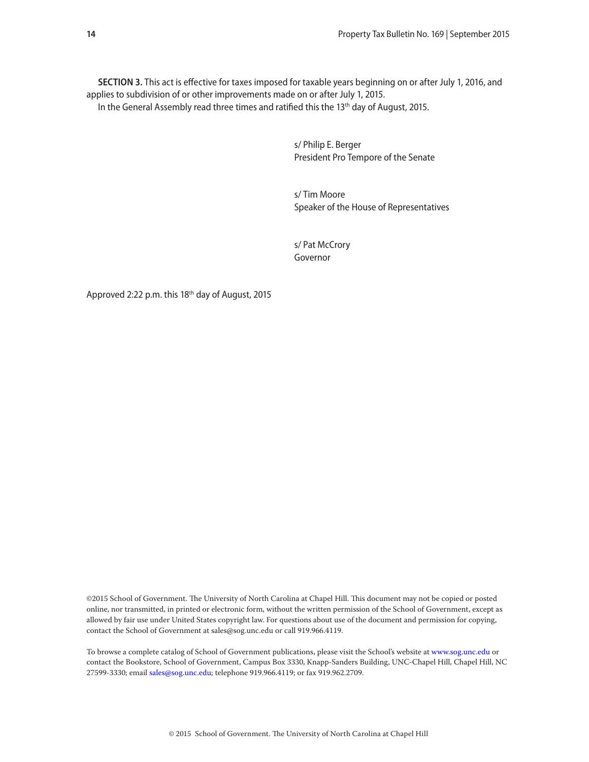**SECTION 3.** This act is effective for taxes imposed for taxable years beginning on or after July 1, 2016, and applies to subdivision of or other improvements made on or after July 1, 2015.

In the General Assembly read three times and ratified this the 13th day of August, 2015.

s/ Philip E. Berger
President Pro Tempore of the Senate

s/ Tim Moore
Speaker of the House of Representatives

s/ Pat McCrory
Governor

Approved 2:22 p.m. this 18th day of August, 2015

©2015 School of Government. The University of North Carolina at Chapel Hill. This document may not be copied or posted online, nor transmitted, in printed or electronic form, without the written permission of the School of Government, except as allowed by fair use under United States copyright law. For questions about use of the document and permission for copying, contact the School of Government at sales@sog.unc.edu or call 919.966.4119.

To browse a complete catalog of School of Government publications, please visit the School's website at www.sog.unc.edu or contact the Bookstore, School of Government, Campus Box 3330, Knapp-Sanders Building, UNC-Chapel Hill, Chapel Hill, NC 27599-3330; email sales@sog.unc.edu; telephone 919.966.4119; or fax 919.962.2709.